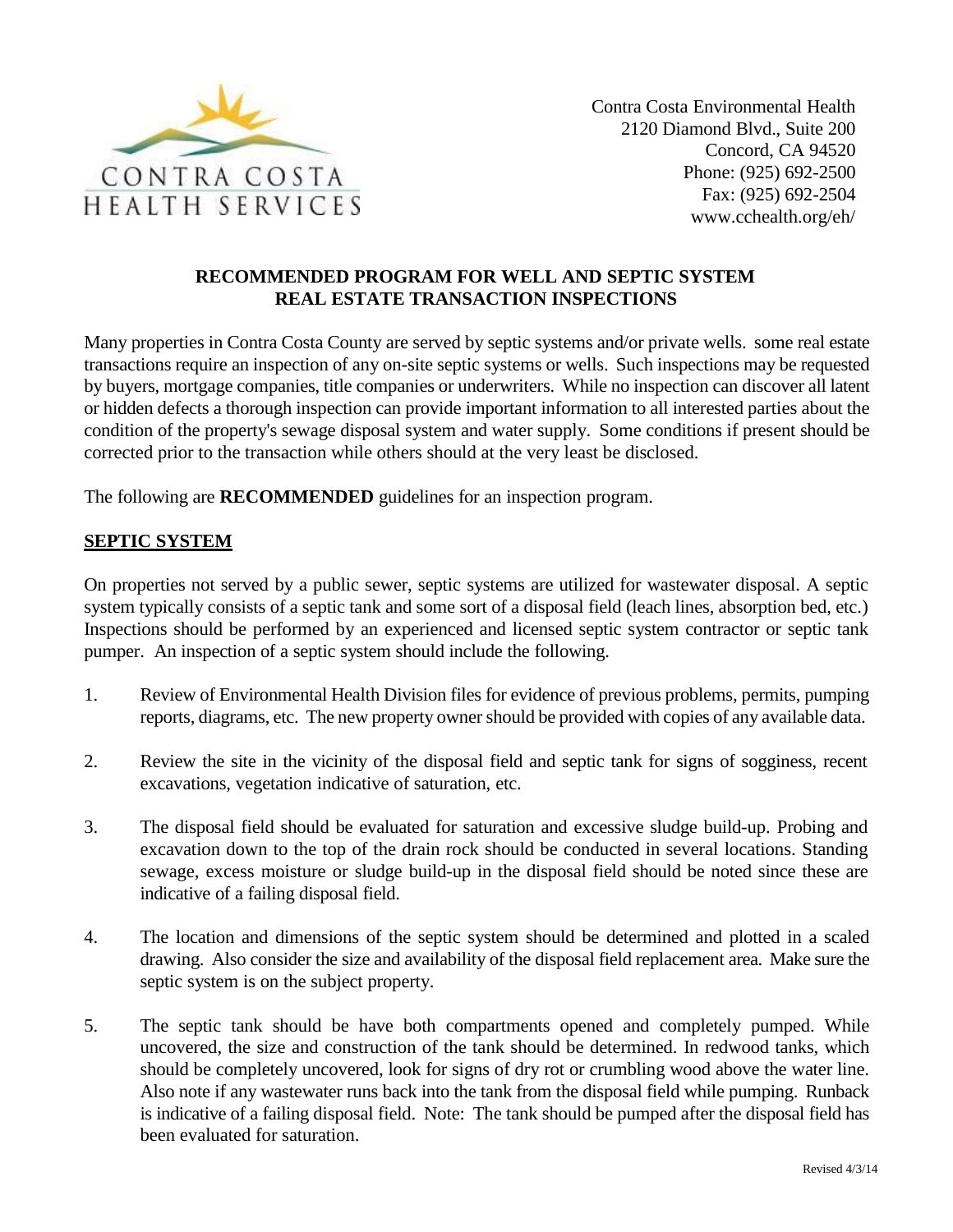CONTRA COSTA
HEALTH SERVICES

Contra Costa Environmental Health
2120 Diamond Blvd., Suite 200
Concord, CA 94520
Phone: (925) 692-2500
Fax: (925) 692-2504
www.cchealth.org/eh/

# RECOMMENDED PROGRAM FOR WELL AND SEPTIC SYSTEM REAL ESTATE TRANSACTION INSPECTIONS

Many properties in Contra Costa County are served by septic systems and/or private wells. some real estate transactions require an inspection of any on-site septic systems or wells. Such inspections may be requested by buyers, mortgage companies, title companies or underwriters. While no inspection can discover all latent or hidden defects a thorough inspection can provide important information to all interested parties about the condition of the property's sewage disposal system and water supply. Some conditions if present should be corrected prior to the transaction while others should at the very least be disclosed.

The following are **RECOMMENDED** guidelines for an inspection program.

## SEPTIC SYSTEM

On properties not served by a public sewer, septic systems are utilized for wastewater disposal. A septic system typically consists of a septic tank and some sort of a disposal field (leach lines, absorption bed, etc.) Inspections should be performed by an experienced and licensed septic system contractor or septic tank pumper. An inspection of a septic system should include the following.

1. Review of Environmental Health Division files for evidence of previous problems, permits, pumping reports, diagrams, etc. The new property owner should be provided with copies of any available data.

2. Review the site in the vicinity of the disposal field and septic tank for signs of sogginess, recent excavations, vegetation indicative of saturation, etc.

3. The disposal field should be evaluated for saturation and excessive sludge build-up. Probing and excavation down to the top of the drain rock should be conducted in several locations. Standing sewage, excess moisture or sludge build-up in the disposal field should be noted since these are indicative of a failing disposal field.

4. The location and dimensions of the septic system should be determined and plotted in a scaled drawing. Also consider the size and availability of the disposal field replacement area. Make sure the septic system is on the subject property.

5. The septic tank should be have both compartments opened and completely pumped. While uncovered, the size and construction of the tank should be determined. In redwood tanks, which should be completely uncovered, look for signs of dry rot or crumbling wood above the water line. Also note if any wastewater runs back into the tank from the disposal field while pumping. Runback is indicative of a failing disposal field. Note: The tank should be pumped after the disposal field has been evaluated for saturation.

Revised 4/3/14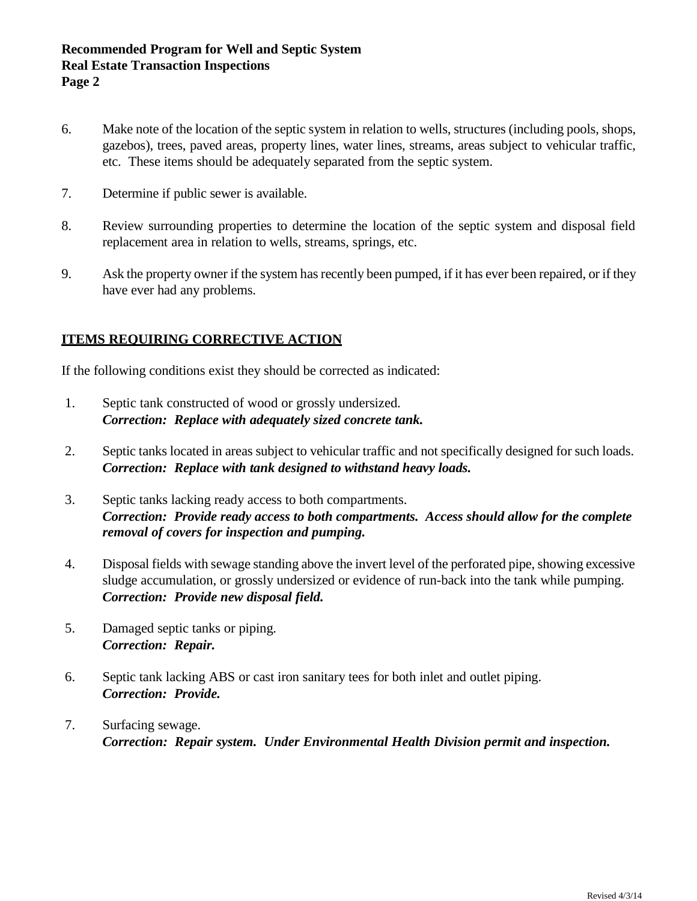6. Make note of the location of the septic system in relation to wells, structures (including pools, shops, gazebos), trees, paved areas, property lines, water lines, streams, areas subject to vehicular traffic, etc. These items should be adequately separated from the septic system.

7. Determine if public sewer is available.

8. Review surrounding properties to determine the location of the septic system and disposal field replacement area in relation to wells, streams, springs, etc.

9. Ask the property owner if the system has recently been pumped, if it has ever been repaired, or if they have ever had any problems.

## ITEMS REQUIRING CORRECTIVE ACTION

If the following conditions exist they should be corrected as indicated:

1. Septic tank constructed of wood or grossly undersized.
   ***Correction: Replace with adequately sized concrete tank.***

2. Septic tanks located in areas subject to vehicular traffic and not specifically designed for such loads.
   ***Correction: Replace with tank designed to withstand heavy loads.***

3. Septic tanks lacking ready access to both compartments.
   ***Correction: Provide ready access to both compartments. Access should allow for the complete removal of covers for inspection and pumping.***

4. Disposal fields with sewage standing above the invert level of the perforated pipe, showing excessive sludge accumulation, or grossly undersized or evidence of run-back into the tank while pumping.
   ***Correction: Provide new disposal field.***

5. Damaged septic tanks or piping.
   ***Correction: Repair.***

6. Septic tank lacking ABS or cast iron sanitary tees for both inlet and outlet piping.
   ***Correction: Provide.***

7. Surfacing sewage.
   ***Correction: Repair system. Under Environmental Health Division permit and inspection.***

Revised 4/3/14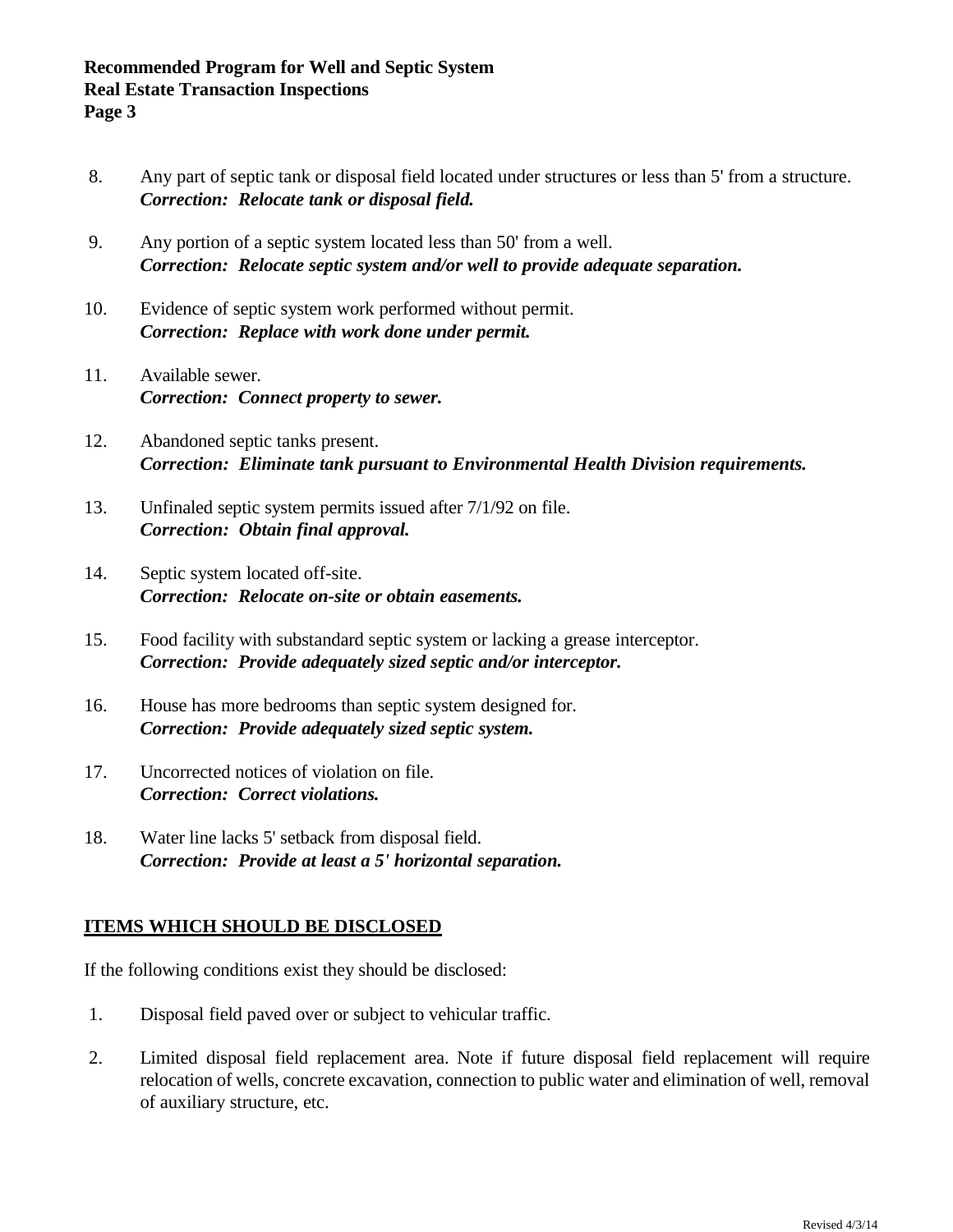8. Any part of septic tank or disposal field located under structures or less than 5' from a structure.
   ***Correction: Relocate tank or disposal field.***

9. Any portion of a septic system located less than 50' from a well.
   ***Correction: Relocate septic system and/or well to provide adequate separation.***

10. Evidence of septic system work performed without permit.
    ***Correction: Replace with work done under permit.***

11. Available sewer.
    ***Correction: Connect property to sewer.***

12. Abandoned septic tanks present.
    ***Correction: Eliminate tank pursuant to Environmental Health Division requirements.***

13. Unfinaled septic system permits issued after 7/1/92 on file.
    ***Correction: Obtain final approval.***

14. Septic system located off-site.
    ***Correction: Relocate on-site or obtain easements.***

15. Food facility with substandard septic system or lacking a grease interceptor.
    ***Correction: Provide adequately sized septic and/or interceptor.***

16. House has more bedrooms than septic system designed for.
    ***Correction: Provide adequately sized septic system.***

17. Uncorrected notices of violation on file.
    ***Correction: Correct violations.***

18. Water line lacks 5' setback from disposal field.
    ***Correction: Provide at least a 5' horizontal separation.***

## ITEMS WHICH SHOULD BE DISCLOSED

If the following conditions exist they should be disclosed:

1. Disposal field paved over or subject to vehicular traffic.

2. Limited disposal field replacement area. Note if future disposal field replacement will require relocation of wells, concrete excavation, connection to public water and elimination of well, removal of auxiliary structure, etc.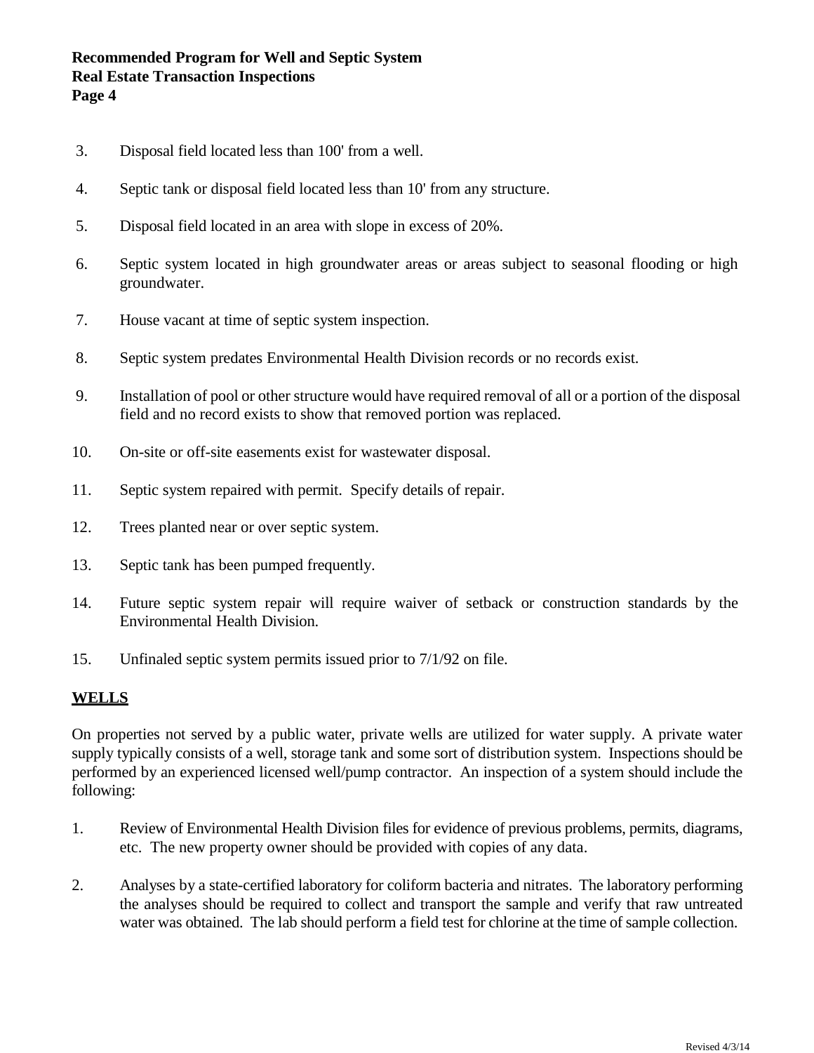3. Disposal field located less than 100' from a well.

4. Septic tank or disposal field located less than 10' from any structure.

5. Disposal field located in an area with slope in excess of 20%.

6. Septic system located in high groundwater areas or areas subject to seasonal flooding or high groundwater.

7. House vacant at time of septic system inspection.

8. Septic system predates Environmental Health Division records or no records exist.

9. Installation of pool or other structure would have required removal of all or a portion of the disposal field and no record exists to show that removed portion was replaced.

10. On-site or off-site easements exist for wastewater disposal.

11. Septic system repaired with permit. Specify details of repair.

12. Trees planted near or over septic system.

13. Septic tank has been pumped frequently.

14. Future septic system repair will require waiver of setback or construction standards by the Environmental Health Division.

15. Unfinaled septic system permits issued prior to 7/1/92 on file.

## **WELLS**

On properties not served by a public water, private wells are utilized for water supply. A private water supply typically consists of a well, storage tank and some sort of distribution system. Inspections should be performed by an experienced licensed well/pump contractor. An inspection of a system should include the following:

1. Review of Environmental Health Division files for evidence of previous problems, permits, diagrams, etc. The new property owner should be provided with copies of any data.

2. Analyses by a state-certified laboratory for coliform bacteria and nitrates. The laboratory performing the analyses should be required to collect and transport the sample and verify that raw untreated water was obtained. The lab should perform a field test for chlorine at the time of sample collection.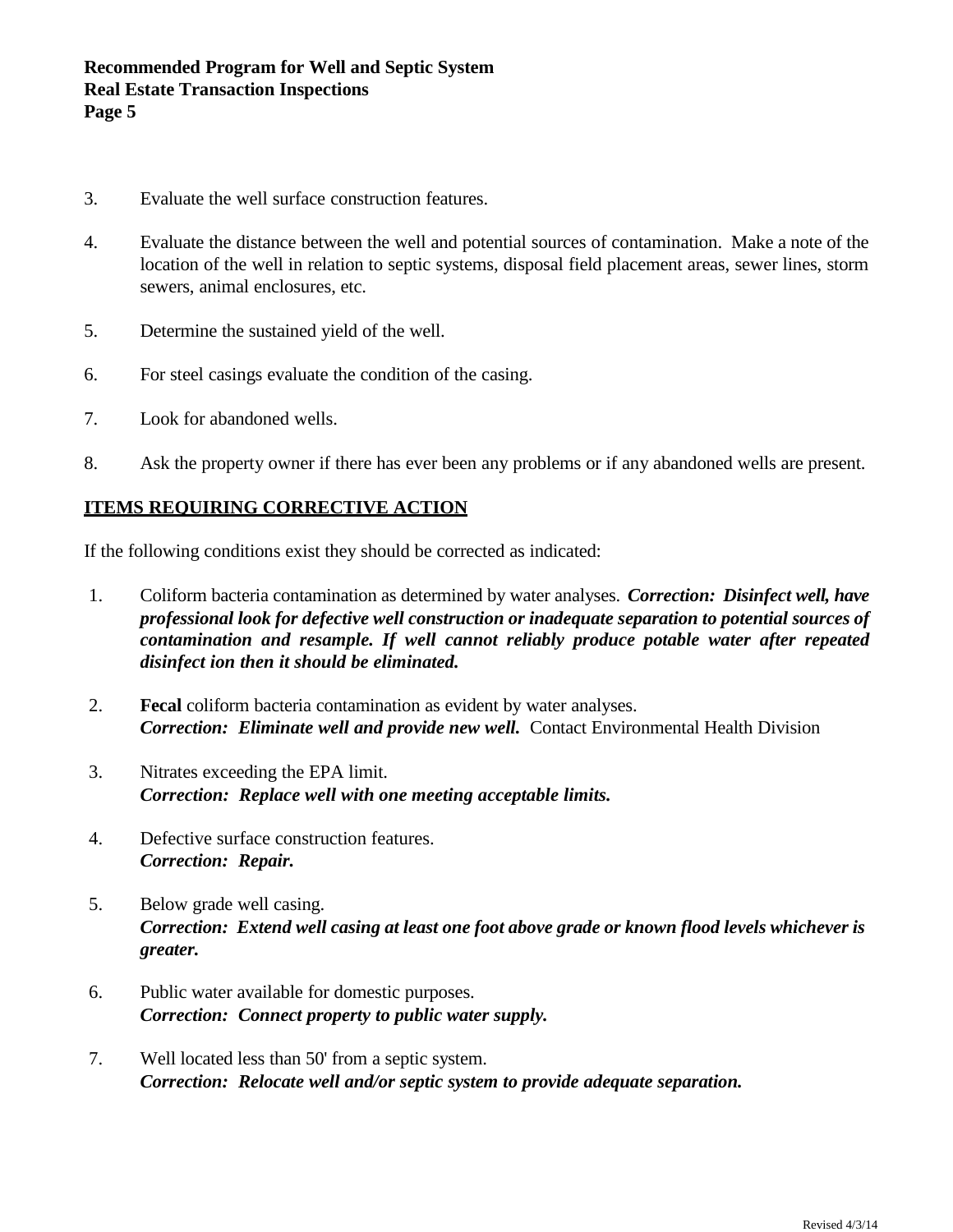3. Evaluate the well surface construction features.

4. Evaluate the distance between the well and potential sources of contamination. Make a note of the location of the well in relation to septic systems, disposal field placement areas, sewer lines, storm sewers, animal enclosures, etc.

5. Determine the sustained yield of the well.

6. For steel casings evaluate the condition of the casing.

7. Look for abandoned wells.

8. Ask the property owner if there has ever been any problems or if any abandoned wells are present.

## ITEMS REQUIRING CORRECTIVE ACTION

If the following conditions exist they should be corrected as indicated:

1. Coliform bacteria contamination as determined by water analyses. ***Correction: Disinfect well, have professional look for defective well construction or inadequate separation to potential sources of contamination and resample. If well cannot reliably produce potable water after repeated disinfect ion then it should be eliminated.***

2. **Fecal** coliform bacteria contamination as evident by water analyses.
***Correction: Eliminate well and provide new well.*** Contact Environmental Health Division

3. Nitrates exceeding the EPA limit.
***Correction: Replace well with one meeting acceptable limits.***

4. Defective surface construction features.
***Correction: Repair.***

5. Below grade well casing.
***Correction: Extend well casing at least one foot above grade or known flood levels whichever is greater.***

6. Public water available for domestic purposes.
***Correction: Connect property to public water supply.***

7. Well located less than 50' from a septic system.
***Correction: Relocate well and/or septic system to provide adequate separation.***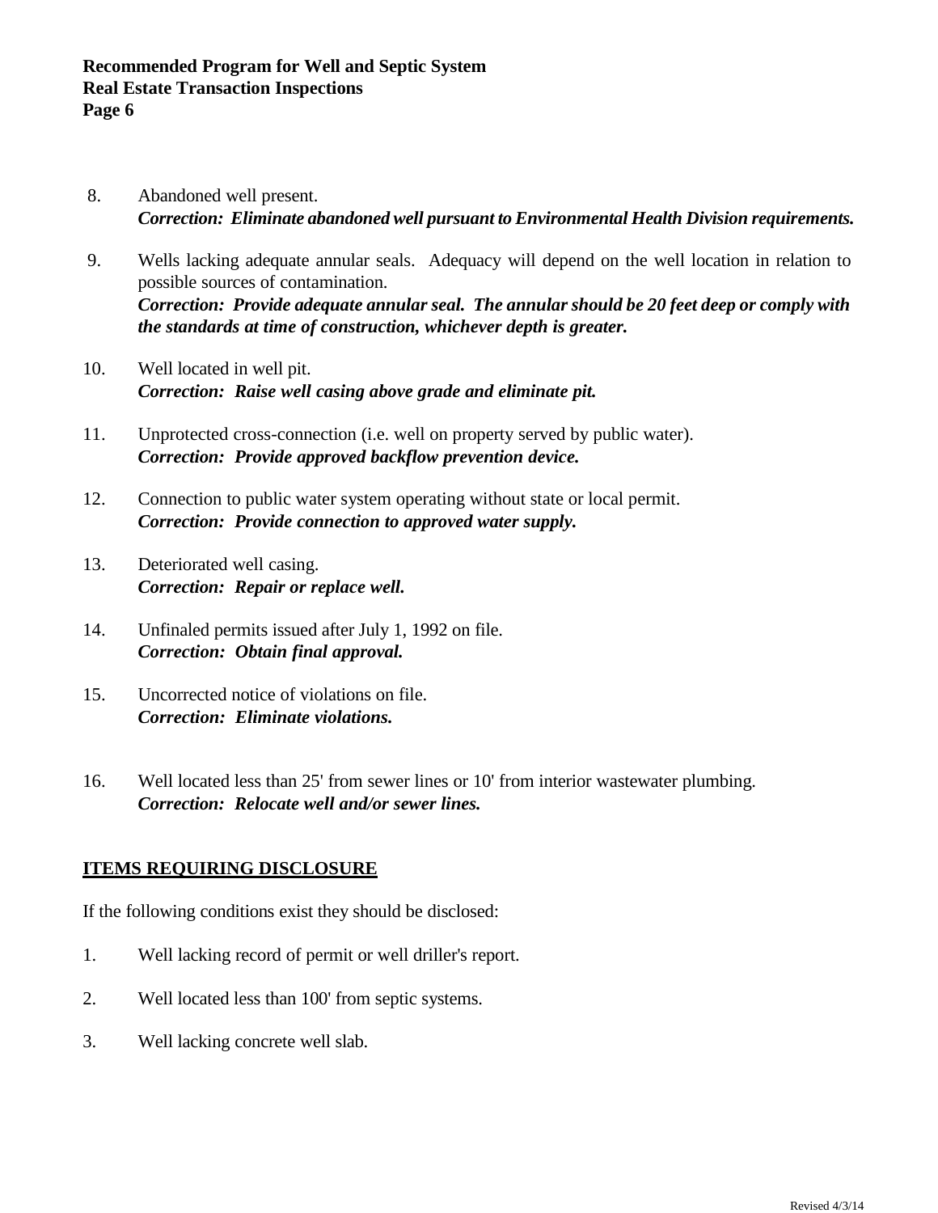8. Abandoned well present.
   ***Correction: Eliminate abandoned well pursuant to Environmental Health Division requirements.***

9. Wells lacking adequate annular seals. Adequacy will depend on the well location in relation to possible sources of contamination.
   ***Correction: Provide adequate annular seal. The annular should be 20 feet deep or comply with the standards at time of construction, whichever depth is greater.***

10. Well located in well pit.
    ***Correction: Raise well casing above grade and eliminate pit.***

11. Unprotected cross-connection (i.e. well on property served by public water).
    ***Correction: Provide approved backflow prevention device.***

12. Connection to public water system operating without state or local permit.
    ***Correction: Provide connection to approved water supply.***

13. Deteriorated well casing.
    ***Correction: Repair or replace well.***

14. Unfinaled permits issued after July 1, 1992 on file.
    ***Correction: Obtain final approval.***

15. Uncorrected notice of violations on file.
    ***Correction: Eliminate violations.***

16. Well located less than 25' from sewer lines or 10' from interior wastewater plumbing.
    ***Correction: Relocate well and/or sewer lines.***

**ITEMS REQUIRING DISCLOSURE**

If the following conditions exist they should be disclosed:

1. Well lacking record of permit or well driller's report.

2. Well located less than 100' from septic systems.

3. Well lacking concrete well slab.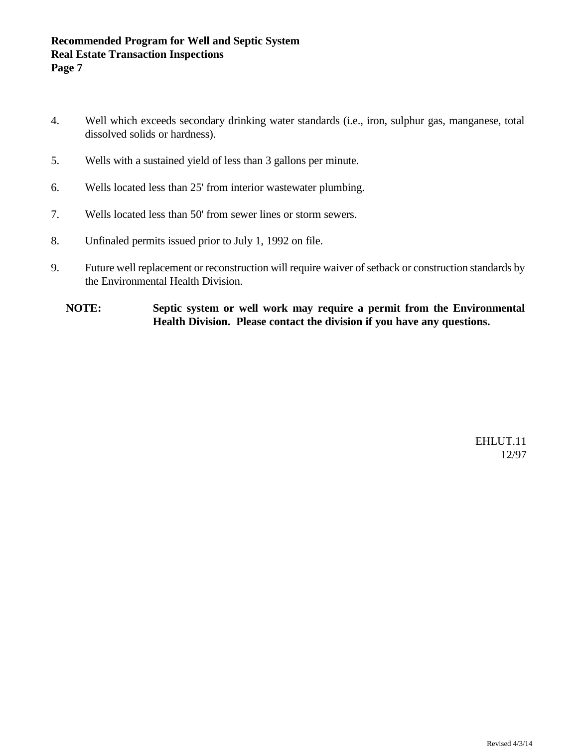4. Well which exceeds secondary drinking water standards (i.e., iron, sulphur gas, manganese, total dissolved solids or hardness).

5. Wells with a sustained yield of less than 3 gallons per minute.

6. Wells located less than 25' from interior wastewater plumbing.

7. Wells located less than 50' from sewer lines or storm sewers.

8. Unfinaled permits issued prior to July 1, 1992 on file.

9. Future well replacement or reconstruction will require waiver of setback or construction standards by the Environmental Health Division.

**NOTE:** **Septic system or well work may require a permit from the Environmental Health Division. Please contact the division if you have any questions.**

EHLUT.11
12/97

Revised 4/3/14